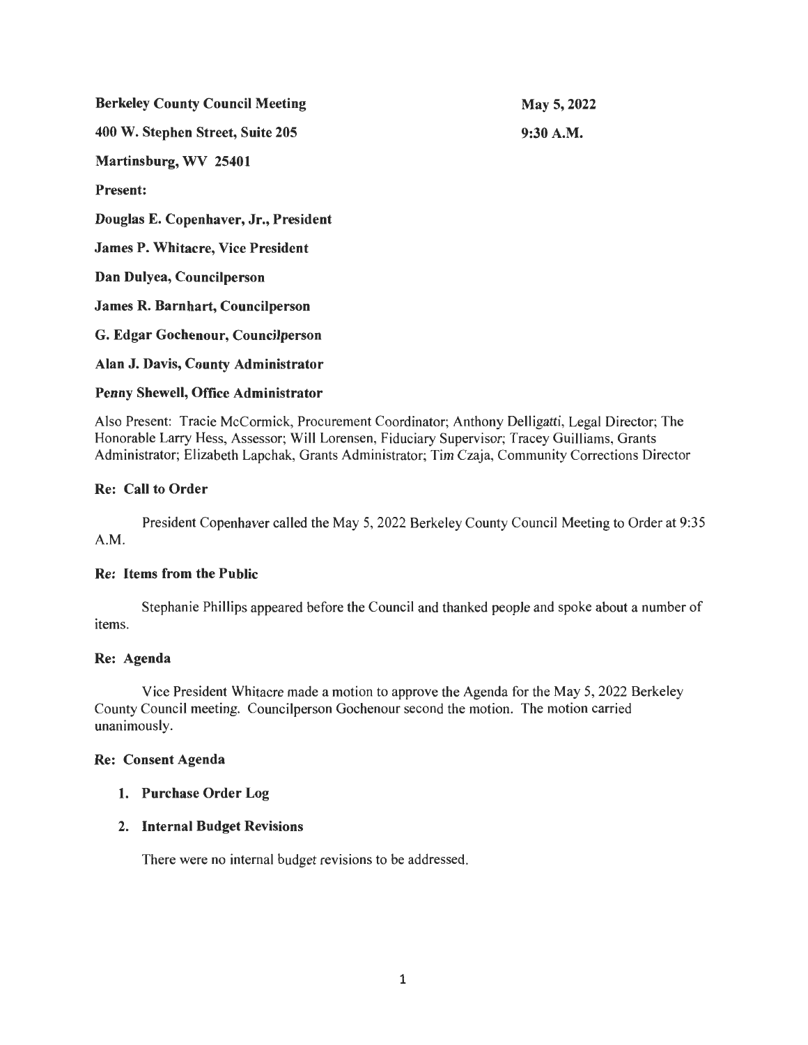**Berkeley County Council Meeting** **May 5, 2022**

**400 W. Stephen Street, Suite 205** **9:30 A.M.**

**Martinsburg, WV 25401**

**Present:**

**Douglas E. Copenhaver, Jr., President**

**James P. Whitacre, Vice President**

**Dan Dulyea, Councilperson**

**James R. Barnhart, Councilperson**

**G. Edgar Gochenour, Councilperson**

**Alan J. Davis, County Administrator**

**Penny Shewell, Office Administrator**

Also Present: Tracie McCormick, Procurement Coordinator; Anthony Delligatti, Legal Director; The Honorable Larry Hess, Assessor; Will Lorensen, Fiduciary Supervisor; Tracey Guilliams, Grants Administrator; Elizabeth Lapchak, Grants Administrator; Tim Czaja, Community Corrections Director

**Re: Call to Order**

President Copenhaver called the May 5, 2022 Berkeley County Council Meeting to Order at 9:35 A.M.

**Re: Items from the Public**

Stephanie Phillips appeared before the Council and thanked people and spoke about a number of items.

**Re: Agenda**

Vice President Whitacre made a motion to approve the Agenda for the May 5, 2022 Berkeley County Council meeting. Councilperson Gochenour second the motion. The motion carried unanimously.

**Re: Consent Agenda**

1. **Purchase Order Log**

2. **Internal Budget Revisions**

   There were no internal budget revisions to be addressed.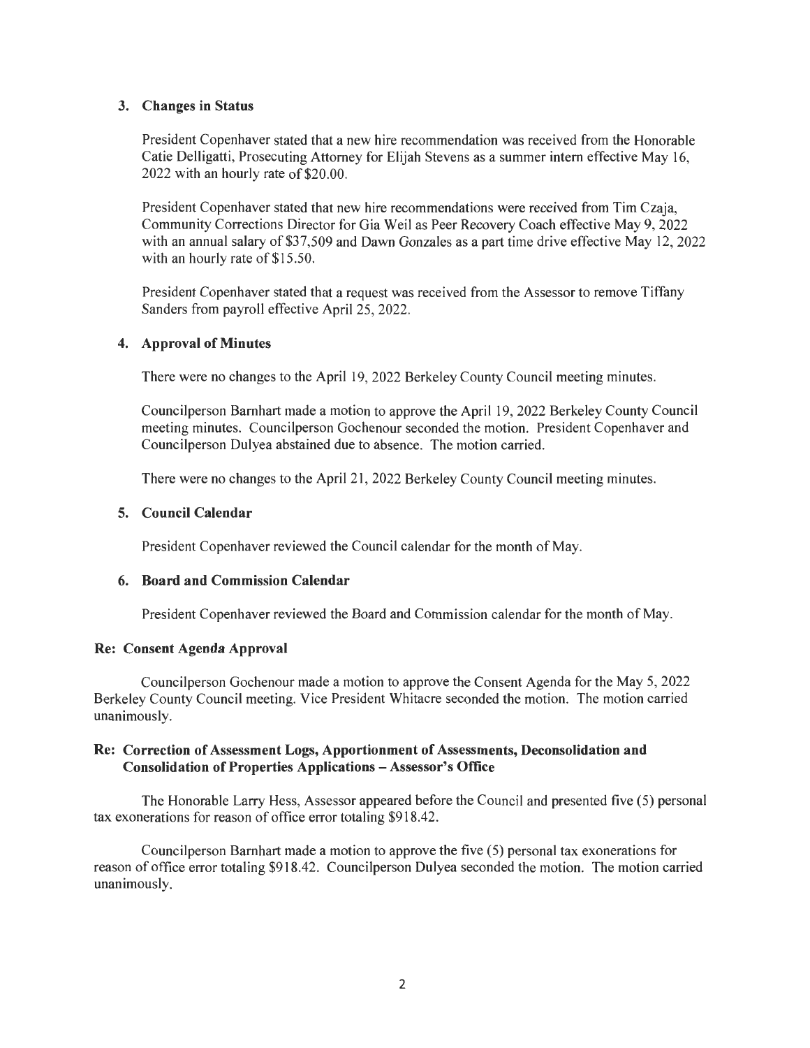### 3. Changes in Status

President Copenhaver stated that a new hire recommendation was received from the Honorable Catie Delligatti, Prosecuting Attorney for Elijah Stevens as a summer intern effective May 16, 2022 with an hourly rate of $20.00.

President Copenhaver stated that new hire recommendations were received from Tim Czaja, Community Corrections Director for Gia Weil as Peer Recovery Coach effective May 9, 2022 with an annual salary of $37,509 and Dawn Gonzales as a part time drive effective May 12, 2022 with an hourly rate of $15.50.

President Copenhaver stated that a request was received from the Assessor to remove Tiffany Sanders from payroll effective April 25, 2022.

### 4. Approval of Minutes

There were no changes to the April 19, 2022 Berkeley County Council meeting minutes.

Councilperson Barnhart made a motion to approve the April 19, 2022 Berkeley County Council meeting minutes. Councilperson Gochenour seconded the motion. President Copenhaver and Councilperson Dulyea abstained due to absence. The motion carried.

There were no changes to the April 21, 2022 Berkeley County Council meeting minutes.

### 5. Council Calendar

President Copenhaver reviewed the Council calendar for the month of May.

### 6. Board and Commission Calendar

President Copenhaver reviewed the Board and Commission calendar for the month of May.

### Re: Consent Agenda Approval

Councilperson Gochenour made a motion to approve the Consent Agenda for the May 5, 2022 Berkeley County Council meeting. Vice President Whitacre seconded the motion. The motion carried unanimously.

### Re: Correction of Assessment Logs, Apportionment of Assessments, Deconsolidation and Consolidation of Properties Applications – Assessor's Office

The Honorable Larry Hess, Assessor appeared before the Council and presented five (5) personal tax exonerations for reason of office error totaling $918.42.

Councilperson Barnhart made a motion to approve the five (5) personal tax exonerations for reason of office error totaling $918.42. Councilperson Dulyea seconded the motion. The motion carried unanimously.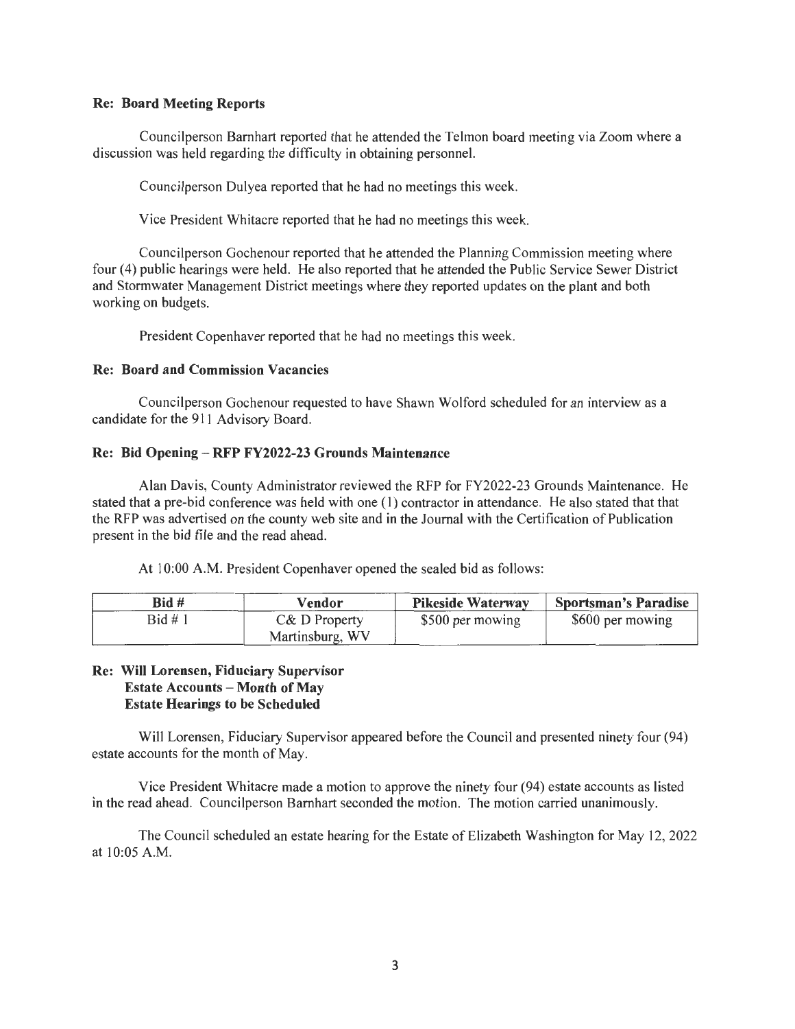**Re: Board Meeting Reports**

Councilperson Barnhart reported that he attended the Telmon board meeting via Zoom where a discussion was held regarding the difficulty in obtaining personnel.

Councilperson Dulyea reported that he had no meetings this week.

Vice President Whitacre reported that he had no meetings this week.

Councilperson Gochenour reported that he attended the Planning Commission meeting where four (4) public hearings were held. He also reported that he attended the Public Service Sewer District and Stormwater Management District meetings where they reported updates on the plant and both working on budgets.

President Copenhaver reported that he had no meetings this week.

**Re: Board and Commission Vacancies**

Councilperson Gochenour requested to have Shawn Wolford scheduled for an interview as a candidate for the 911 Advisory Board.

**Re: Bid Opening – RFP FY2022-23 Grounds Maintenance**

Alan Davis, County Administrator reviewed the RFP for FY2022-23 Grounds Maintenance. He stated that a pre-bid conference was held with one (1) contractor in attendance. He also stated that that the RFP was advertised on the county web site and in the Journal with the Certification of Publication present in the bid file and the read ahead.

At 10:00 A.M. President Copenhaver opened the sealed bid as follows:

| Bid # | Vendor | Pikeside Waterway | Sportsman's Paradise |
|---|---|---|---|
| Bid # 1 | C& D Property Martinsburg, WV | $500 per mowing | $600 per mowing |

**Re: Will Lorensen, Fiduciary Supervisor**
**Estate Accounts – Month of May**
**Estate Hearings to be Scheduled**

Will Lorensen, Fiduciary Supervisor appeared before the Council and presented ninety four (94) estate accounts for the month of May.

Vice President Whitacre made a motion to approve the ninety four (94) estate accounts as listed in the read ahead. Councilperson Barnhart seconded the motion. The motion carried unanimously.

The Council scheduled an estate hearing for the Estate of Elizabeth Washington for May 12, 2022 at 10:05 A.M.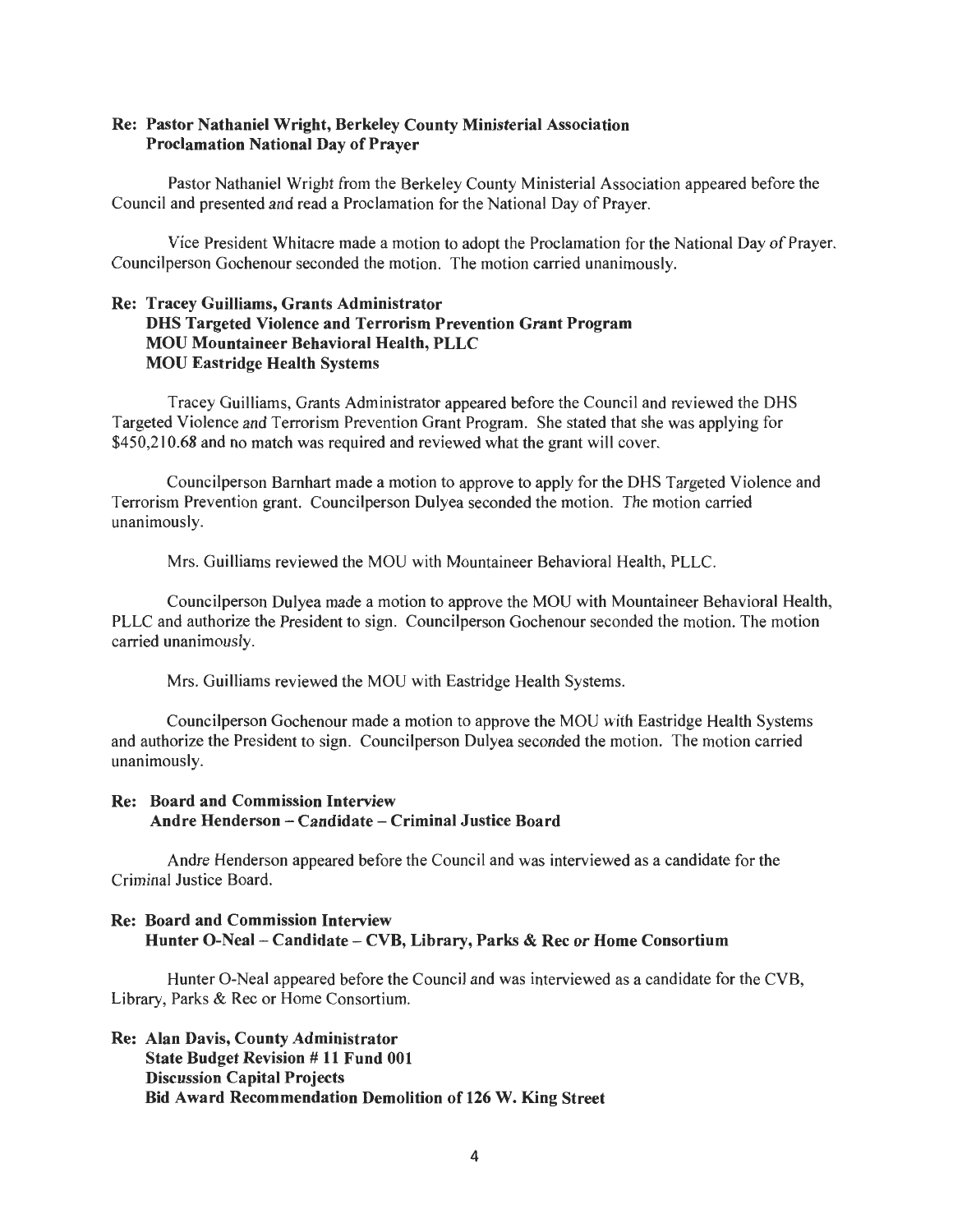**Re: Pastor Nathaniel Wright, Berkeley County Ministerial Association**
**Proclamation National Day of Prayer**

Pastor Nathaniel Wright from the Berkeley County Ministerial Association appeared before the Council and presented and read a Proclamation for the National Day of Prayer.

Vice President Whitacre made a motion to adopt the Proclamation for the National Day of Prayer. Councilperson Gochenour seconded the motion. The motion carried unanimously.

**Re: Tracey Guilliams, Grants Administrator**
**DHS Targeted Violence and Terrorism Prevention Grant Program**
**MOU Mountaineer Behavioral Health, PLLC**
**MOU Eastridge Health Systems**

Tracey Guilliams, Grants Administrator appeared before the Council and reviewed the DHS Targeted Violence and Terrorism Prevention Grant Program. She stated that she was applying for $450,210.68 and no match was required and reviewed what the grant will cover.

Councilperson Barnhart made a motion to approve to apply for the DHS Targeted Violence and Terrorism Prevention grant. Councilperson Dulyea seconded the motion. The motion carried unanimously.

Mrs. Guilliams reviewed the MOU with Mountaineer Behavioral Health, PLLC.

Councilperson Dulyea made a motion to approve the MOU with Mountaineer Behavioral Health, PLLC and authorize the President to sign. Councilperson Gochenour seconded the motion. The motion carried unanimously.

Mrs. Guilliams reviewed the MOU with Eastridge Health Systems.

Councilperson Gochenour made a motion to approve the MOU with Eastridge Health Systems and authorize the President to sign. Councilperson Dulyea seconded the motion. The motion carried unanimously.

**Re: Board and Commission Interview**
**Andre Henderson – Candidate – Criminal Justice Board**

Andre Henderson appeared before the Council and was interviewed as a candidate for the Criminal Justice Board.

**Re: Board and Commission Interview**
**Hunter O-Neal – Candidate – CVB, Library, Parks & Rec or Home Consortium**

Hunter O-Neal appeared before the Council and was interviewed as a candidate for the CVB, Library, Parks & Rec or Home Consortium.

**Re: Alan Davis, County Administrator**
**State Budget Revision # 11 Fund 001**
**Discussion Capital Projects**
**Bid Award Recommendation Demolition of 126 W. King Street**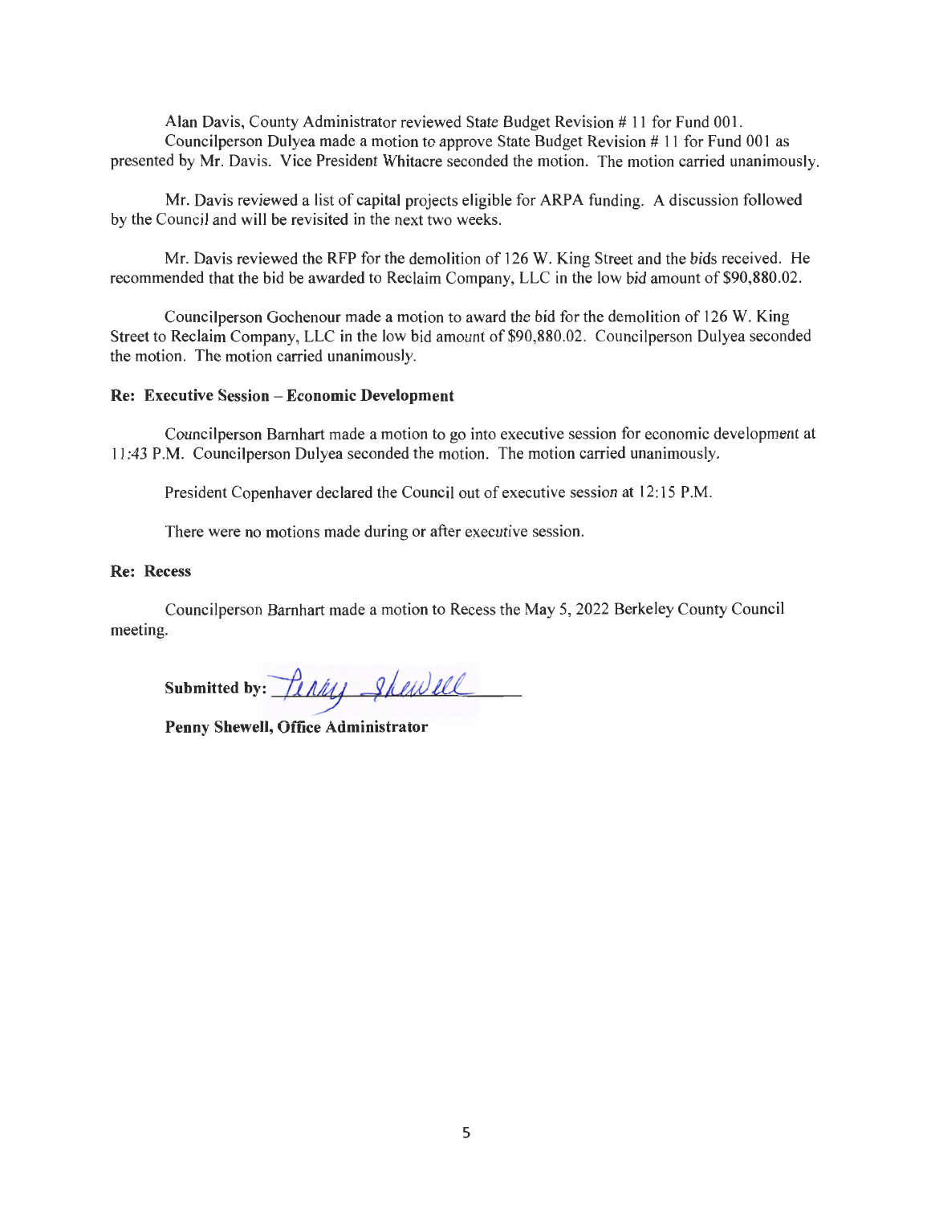Alan Davis, County Administrator reviewed State Budget Revision # 11 for Fund 001.

Councilperson Dulyea made a motion to approve State Budget Revision # 11 for Fund 001 as presented by Mr. Davis. Vice President Whitacre seconded the motion. The motion carried unanimously.

Mr. Davis reviewed a list of capital projects eligible for ARPA funding. A discussion followed by the Council and will be revisited in the next two weeks.

Mr. Davis reviewed the RFP for the demolition of 126 W. King Street and the bids received. He recommended that the bid be awarded to Reclaim Company, LLC in the low bid amount of $90,880.02.

Councilperson Gochenour made a motion to award the bid for the demolition of 126 W. King Street to Reclaim Company, LLC in the low bid amount of $90,880.02. Councilperson Dulyea seconded the motion. The motion carried unanimously.

**Re: Executive Session – Economic Development**

Councilperson Barnhart made a motion to go into executive session for economic development at 11:43 P.M. Councilperson Dulyea seconded the motion. The motion carried unanimously.

President Copenhaver declared the Council out of executive session at 12:15 P.M.

There were no motions made during or after executive session.

**Re: Recess**

Councilperson Barnhart made a motion to Recess the May 5, 2022 Berkeley County Council meeting.

**Submitted by:** Penny Shewell

**Penny Shewell, Office Administrator**